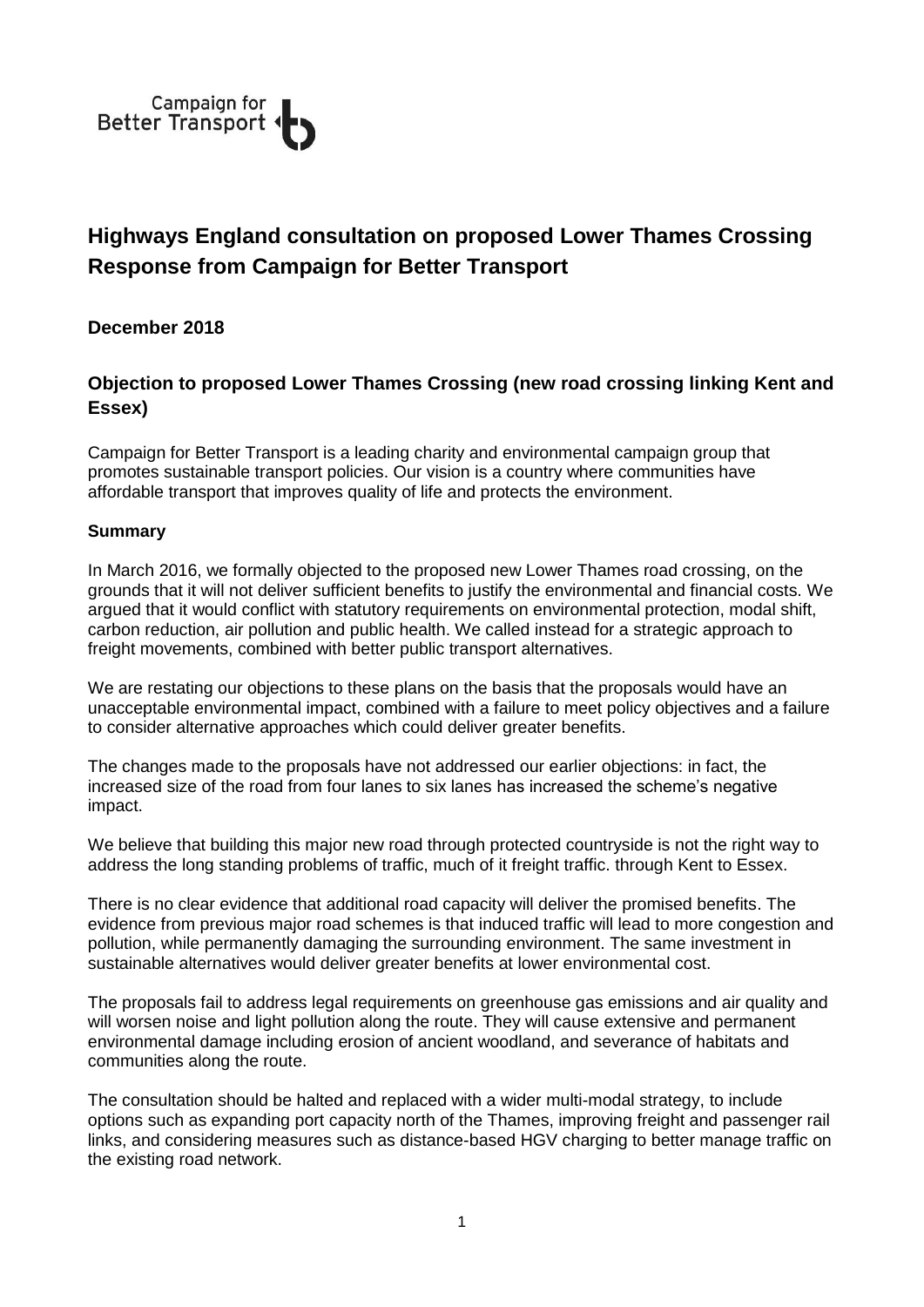Campaign for Better Transport

# Highways England consultation on proposed Lower Thames Crossing Response from Campaign for Better Transport

## December 2018

## Objection to proposed Lower Thames Crossing (new road crossing linking Kent and Essex)

Campaign for Better Transport is a leading charity and environmental campaign group that promotes sustainable transport policies. Our vision is a country where communities have affordable transport that improves quality of life and protects the environment.

### Summary

In March 2016, we formally objected to the proposed new Lower Thames road crossing, on the grounds that it will not deliver sufficient benefits to justify the environmental and financial costs. We argued that it would conflict with statutory requirements on environmental protection, modal shift, carbon reduction, air pollution and public health. We called instead for a strategic approach to freight movements, combined with better public transport alternatives.

We are restating our objections to these plans on the basis that the proposals would have an unacceptable environmental impact, combined with a failure to meet policy objectives and a failure to consider alternative approaches which could deliver greater benefits.

The changes made to the proposals have not addressed our earlier objections: in fact, the increased size of the road from four lanes to six lanes has increased the scheme's negative impact.

We believe that building this major new road through protected countryside is not the right way to address the long standing problems of traffic, much of it freight traffic. through Kent to Essex.

There is no clear evidence that additional road capacity will deliver the promised benefits. The evidence from previous major road schemes is that induced traffic will lead to more congestion and pollution, while permanently damaging the surrounding environment. The same investment in sustainable alternatives would deliver greater benefits at lower environmental cost.

The proposals fail to address legal requirements on greenhouse gas emissions and air quality and will worsen noise and light pollution along the route. They will cause extensive and permanent environmental damage including erosion of ancient woodland, and severance of habitats and communities along the route.

The consultation should be halted and replaced with a wider multi-modal strategy, to include options such as expanding port capacity north of the Thames, improving freight and passenger rail links, and considering measures such as distance-based HGV charging to better manage traffic on the existing road network.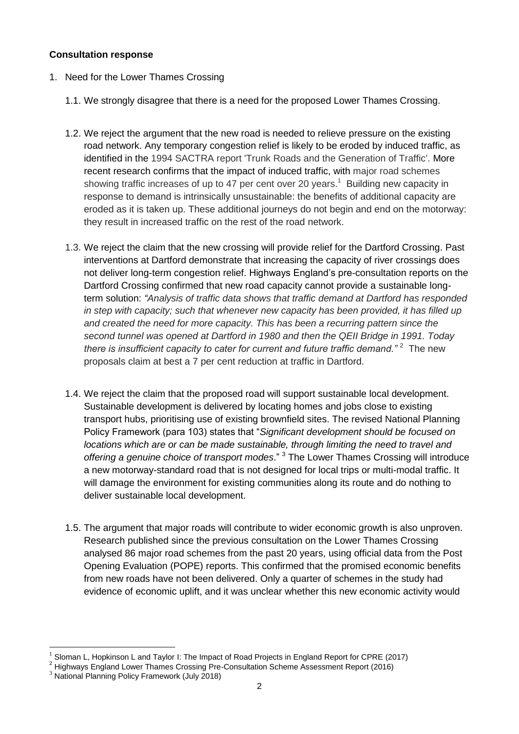**Consultation response**

1. Need for the Lower Thames Crossing

   1.1. We strongly disagree that there is a need for the proposed Lower Thames Crossing.

   1.2. We reject the argument that the new road is needed to relieve pressure on the existing road network. Any temporary congestion relief is likely to be eroded by induced traffic, as identified in the 1994 SACTRA report 'Trunk Roads and the Generation of Traffic'. More recent research confirms that the impact of induced traffic, with major road schemes showing traffic increases of up to 47 per cent over 20 years.[1] Building new capacity in response to demand is intrinsically unsustainable: the benefits of additional capacity are eroded as it is taken up. These additional journeys do not begin and end on the motorway: they result in increased traffic on the rest of the road network.

   1.3. We reject the claim that the new crossing will provide relief for the Dartford Crossing. Past interventions at Dartford demonstrate that increasing the capacity of river crossings does not deliver long-term congestion relief. Highways England's pre-consultation reports on the Dartford Crossing confirmed that new road capacity cannot provide a sustainable long-term solution: *"Analysis of traffic data shows that traffic demand at Dartford has responded in step with capacity; such that whenever new capacity has been provided, it has filled up and created the need for more capacity. This has been a recurring pattern since the second tunnel was opened at Dartford in 1980 and then the QEII Bridge in 1991. Today there is insufficient capacity to cater for current and future traffic demand."*[2] The new proposals claim at best a 7 per cent reduction at traffic in Dartford.

   1.4. We reject the claim that the proposed road will support sustainable local development. Sustainable development is delivered by locating homes and jobs close to existing transport hubs, prioritising use of existing brownfield sites. The revised National Planning Policy Framework (para 103) states that "*Significant development should be focused on locations which are or can be made sustainable, through limiting the need to travel and offering a genuine choice of transport modes*."[3] The Lower Thames Crossing will introduce a new motorway-standard road that is not designed for local trips or multi-modal traffic. It will damage the environment for existing communities along its route and do nothing to deliver sustainable local development.

   1.5. The argument that major roads will contribute to wider economic growth is also unproven. Research published since the previous consultation on the Lower Thames Crossing analysed 86 major road schemes from the past 20 years, using official data from the Post Opening Evaluation (POPE) reports. This confirmed that the promised economic benefits from new roads have not been delivered. Only a quarter of schemes in the study had evidence of economic uplift, and it was unclear whether this new economic activity would

---

[1] Sloman L, Hopkinson L and Taylor I: The Impact of Road Projects in England Report for CPRE (2017)

[2] Highways England Lower Thames Crossing Pre-Consultation Scheme Assessment Report (2016)

[3] National Planning Policy Framework (July 2018)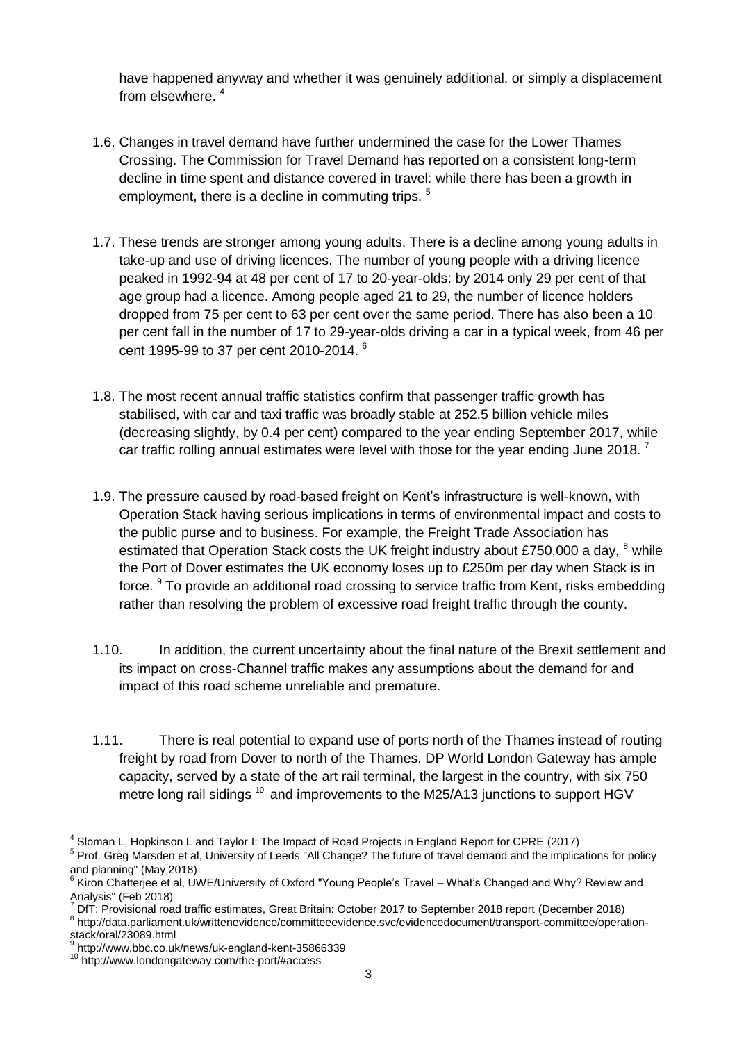have happened anyway and whether it was genuinely additional, or simply a displacement from elsewhere. [4]

1.6. Changes in travel demand have further undermined the case for the Lower Thames Crossing. The Commission for Travel Demand has reported on a consistent long-term decline in time spent and distance covered in travel: while there has been a growth in employment, there is a decline in commuting trips. [5]

1.7. These trends are stronger among young adults. There is a decline among young adults in take-up and use of driving licences. The number of young people with a driving licence peaked in 1992-94 at 48 per cent of 17 to 20-year-olds: by 2014 only 29 per cent of that age group had a licence. Among people aged 21 to 29, the number of licence holders dropped from 75 per cent to 63 per cent over the same period. There has also been a 10 per cent fall in the number of 17 to 29-year-olds driving a car in a typical week, from 46 per cent 1995-99 to 37 per cent 2010-2014. [6]

1.8. The most recent annual traffic statistics confirm that passenger traffic growth has stabilised, with car and taxi traffic was broadly stable at 252.5 billion vehicle miles (decreasing slightly, by 0.4 per cent) compared to the year ending September 2017, while car traffic rolling annual estimates were level with those for the year ending June 2018. [7]

1.9. The pressure caused by road-based freight on Kent's infrastructure is well-known, with Operation Stack having serious implications in terms of environmental impact and costs to the public purse and to business. For example, the Freight Trade Association has estimated that Operation Stack costs the UK freight industry about £750,000 a day, [8] while the Port of Dover estimates the UK economy loses up to £250m per day when Stack is in force. [9] To provide an additional road crossing to service traffic from Kent, risks embedding rather than resolving the problem of excessive road freight traffic through the county.

1.10. In addition, the current uncertainty about the final nature of the Brexit settlement and its impact on cross-Channel traffic makes any assumptions about the demand for and impact of this road scheme unreliable and premature.

1.11. There is real potential to expand use of ports north of the Thames instead of routing freight by road from Dover to north of the Thames. DP World London Gateway has ample capacity, served by a state of the art rail terminal, the largest in the country, with six 750 metre long rail sidings [10] and improvements to the M25/A13 junctions to support HGV

---

[4] Sloman L, Hopkinson L and Taylor I: The Impact of Road Projects in England Report for CPRE (2017)

[5] Prof. Greg Marsden et al, University of Leeds "All Change? The future of travel demand and the implications for policy and planning" (May 2018)

[6] Kiron Chatterjee et al, UWE/University of Oxford "Young People's Travel – What's Changed and Why? Review and Analysis" (Feb 2018)

[7] DfT: Provisional road traffic estimates, Great Britain: October 2017 to September 2018 report (December 2018)

[8] http://data.parliament.uk/writtenevidence/committeeevidence.svc/evidencedocument/transport-committee/operation-stack/oral/23089.html

[9] http://www.bbc.co.uk/news/uk-england-kent-35866339

[10] http://www.londongateway.com/the-port/#access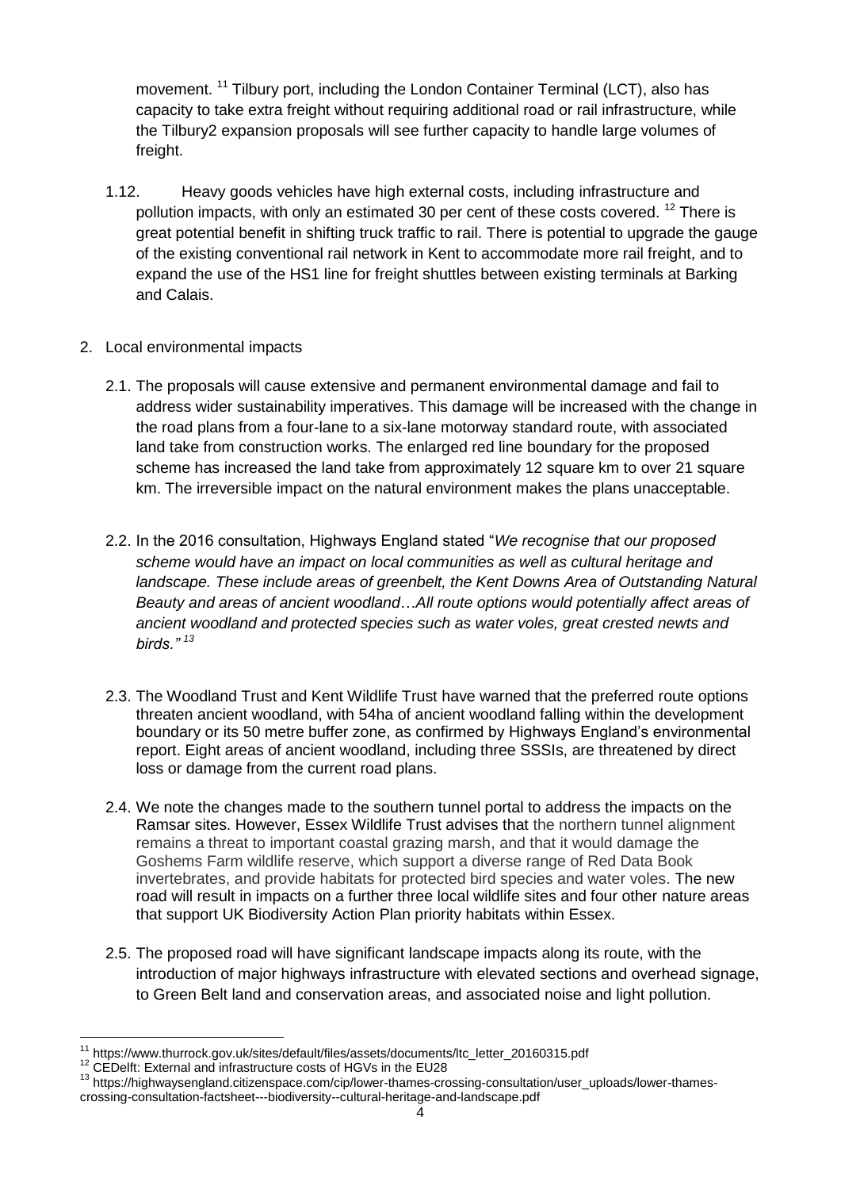movement. [11] Tilbury port, including the London Container Terminal (LCT), also has capacity to take extra freight without requiring additional road or rail infrastructure, while the Tilbury2 expansion proposals will see further capacity to handle large volumes of freight.

1.12. Heavy goods vehicles have high external costs, including infrastructure and pollution impacts, with only an estimated 30 per cent of these costs covered. [12] There is great potential benefit in shifting truck traffic to rail. There is potential to upgrade the gauge of the existing conventional rail network in Kent to accommodate more rail freight, and to expand the use of the HS1 line for freight shuttles between existing terminals at Barking and Calais.

2. Local environmental impacts

2.1. The proposals will cause extensive and permanent environmental damage and fail to address wider sustainability imperatives. This damage will be increased with the change in the road plans from a four-lane to a six-lane motorway standard route, with associated land take from construction works. The enlarged red line boundary for the proposed scheme has increased the land take from approximately 12 square km to over 21 square km. The irreversible impact on the natural environment makes the plans unacceptable.

2.2. In the 2016 consultation, Highways England stated "*We recognise that our proposed scheme would have an impact on local communities as well as cultural heritage and landscape. These include areas of greenbelt, the Kent Downs Area of Outstanding Natural Beauty and areas of ancient woodland…All route options would potentially affect areas of ancient woodland and protected species such as water voles, great crested newts and birds.*" [13]

2.3. The Woodland Trust and Kent Wildlife Trust have warned that the preferred route options threaten ancient woodland, with 54ha of ancient woodland falling within the development boundary or its 50 metre buffer zone, as confirmed by Highways England's environmental report. Eight areas of ancient woodland, including three SSSIs, are threatened by direct loss or damage from the current road plans.

2.4. We note the changes made to the southern tunnel portal to address the impacts on the Ramsar sites. However, Essex Wildlife Trust advises that the northern tunnel alignment remains a threat to important coastal grazing marsh, and that it would damage the Goshems Farm wildlife reserve, which support a diverse range of Red Data Book invertebrates, and provide habitats for protected bird species and water voles. The new road will result in impacts on a further three local wildlife sites and four other nature areas that support UK Biodiversity Action Plan priority habitats within Essex.

2.5. The proposed road will have significant landscape impacts along its route, with the introduction of major highways infrastructure with elevated sections and overhead signage, to Green Belt land and conservation areas, and associated noise and light pollution.

---

[11] https://www.thurrock.gov.uk/sites/default/files/assets/documents/ltc_letter_20160315.pdf

[12] CEDelft: External and infrastructure costs of HGVs in the EU28

[13] https://highwaysengland.citizenspace.com/cip/lower-thames-crossing-consultation/user_uploads/lower-thames-crossing-consultation-factsheet---biodiversity--cultural-heritage-and-landscape.pdf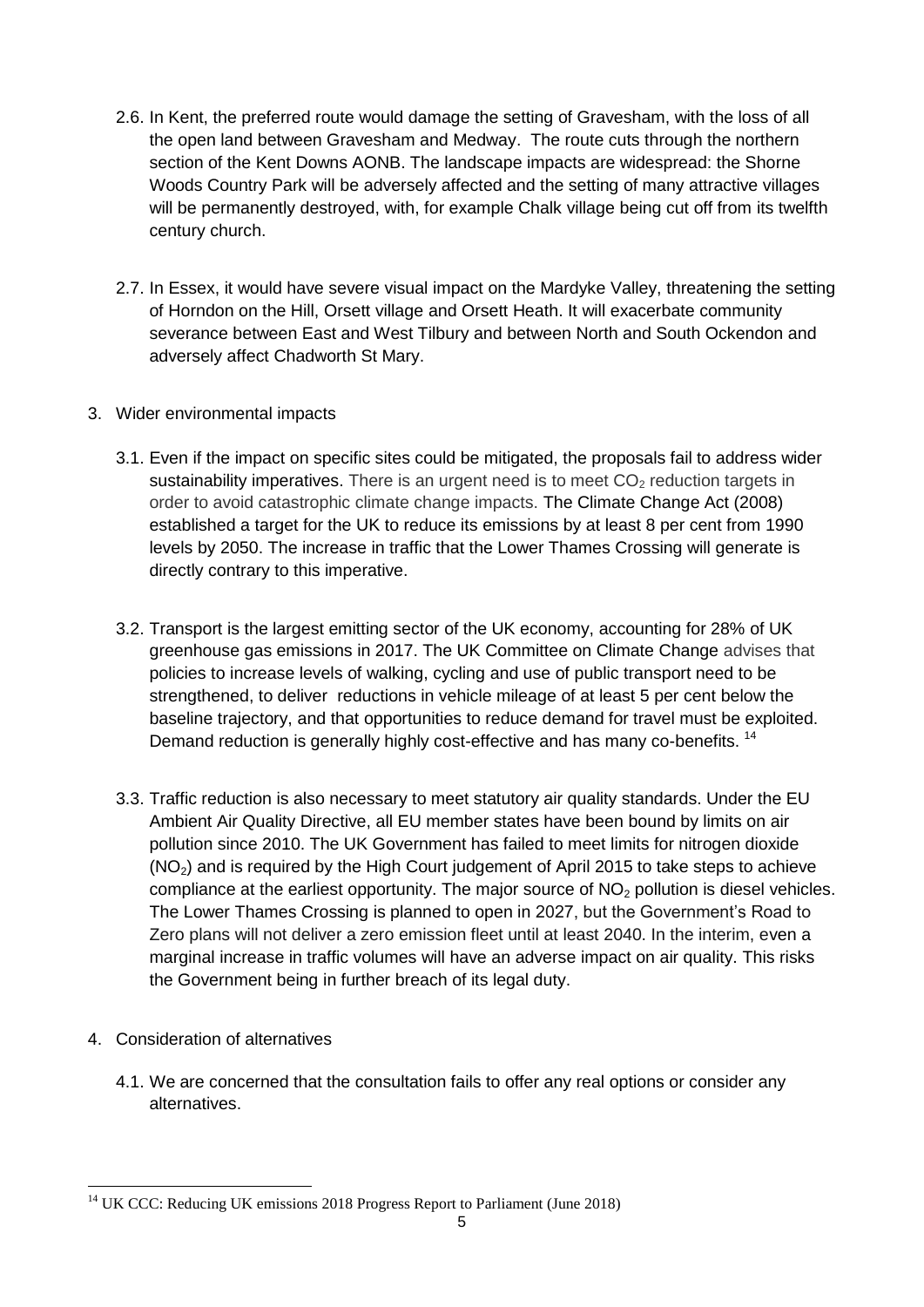2.6. In Kent, the preferred route would damage the setting of Gravesham, with the loss of all the open land between Gravesham and Medway. The route cuts through the northern section of the Kent Downs AONB. The landscape impacts are widespread: the Shorne Woods Country Park will be adversely affected and the setting of many attractive villages will be permanently destroyed, with, for example Chalk village being cut off from its twelfth century church.

2.7. In Essex, it would have severe visual impact on the Mardyke Valley, threatening the setting of Horndon on the Hill, Orsett village and Orsett Heath. It will exacerbate community severance between East and West Tilbury and between North and South Ockendon and adversely affect Chadworth St Mary.

3. Wider environmental impacts

3.1. Even if the impact on specific sites could be mitigated, the proposals fail to address wider sustainability imperatives. There is an urgent need is to meet $CO_2$ reduction targets in order to avoid catastrophic climate change impacts. The Climate Change Act (2008) established a target for the UK to reduce its emissions by at least 8 per cent from 1990 levels by 2050. The increase in traffic that the Lower Thames Crossing will generate is directly contrary to this imperative.

3.2. Transport is the largest emitting sector of the UK economy, accounting for 28% of UK greenhouse gas emissions in 2017. The UK Committee on Climate Change advises that policies to increase levels of walking, cycling and use of public transport need to be strengthened, to deliver reductions in vehicle mileage of at least 5 per cent below the baseline trajectory, and that opportunities to reduce demand for travel must be exploited. Demand reduction is generally highly cost-effective and has many co-benefits. [14]

3.3. Traffic reduction is also necessary to meet statutory air quality standards. Under the EU Ambient Air Quality Directive, all EU member states have been bound by limits on air pollution since 2010. The UK Government has failed to meet limits for nitrogen dioxide ($NO_2$) and is required by the High Court judgement of April 2015 to take steps to achieve compliance at the earliest opportunity. The major source of $NO_2$ pollution is diesel vehicles. The Lower Thames Crossing is planned to open in 2027, but the Government's Road to Zero plans will not deliver a zero emission fleet until at least 2040. In the interim, even a marginal increase in traffic volumes will have an adverse impact on air quality. This risks the Government being in further breach of its legal duty.

4. Consideration of alternatives

4.1. We are concerned that the consultation fails to offer any real options or consider any alternatives.

[14] UK CCC: Reducing UK emissions 2018 Progress Report to Parliament (June 2018)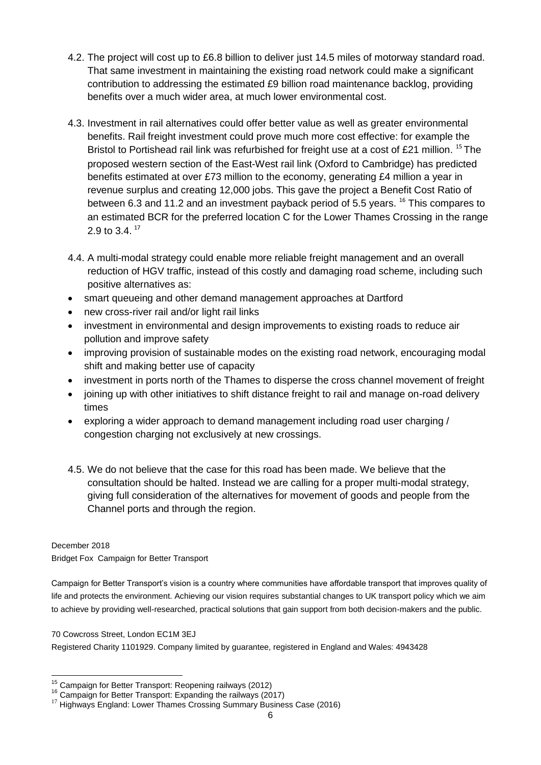4.2. The project will cost up to £6.8 billion to deliver just 14.5 miles of motorway standard road. That same investment in maintaining the existing road network could make a significant contribution to addressing the estimated £9 billion road maintenance backlog, providing benefits over a much wider area, at much lower environmental cost.

4.3. Investment in rail alternatives could offer better value as well as greater environmental benefits. Rail freight investment could prove much more cost effective: for example the Bristol to Portishead rail link was refurbished for freight use at a cost of £21 million. [15] The proposed western section of the East-West rail link (Oxford to Cambridge) has predicted benefits estimated at over £73 million to the economy, generating £4 million a year in revenue surplus and creating 12,000 jobs. This gave the project a Benefit Cost Ratio of between 6.3 and 11.2 and an investment payback period of 5.5 years. [16] This compares to an estimated BCR for the preferred location C for the Lower Thames Crossing in the range 2.9 to 3.4. [17]

4.4. A multi-modal strategy could enable more reliable freight management and an overall reduction of HGV traffic, instead of this costly and damaging road scheme, including such positive alternatives as:

- smart queueing and other demand management approaches at Dartford
- new cross-river rail and/or light rail links
- investment in environmental and design improvements to existing roads to reduce air pollution and improve safety
- improving provision of sustainable modes on the existing road network, encouraging modal shift and making better use of capacity
- investment in ports north of the Thames to disperse the cross channel movement of freight
- joining up with other initiatives to shift distance freight to rail and manage on-road delivery times
- exploring a wider approach to demand management including road user charging / congestion charging not exclusively at new crossings.

4.5. We do not believe that the case for this road has been made. We believe that the consultation should be halted. Instead we are calling for a proper multi-modal strategy, giving full consideration of the alternatives for movement of goods and people from the Channel ports and through the region.

December 2018
Bridget Fox Campaign for Better Transport

Campaign for Better Transport's vision is a country where communities have affordable transport that improves quality of life and protects the environment. Achieving our vision requires substantial changes to UK transport policy which we aim to achieve by providing well-researched, practical solutions that gain support from both decision-makers and the public.

70 Cowcross Street, London EC1M 3EJ
Registered Charity 1101929. Company limited by guarantee, registered in England and Wales: 4943428

[15] Campaign for Better Transport: Reopening railways (2012)
[16] Campaign for Better Transport: Expanding the railways (2017)
[17] Highways England: Lower Thames Crossing Summary Business Case (2016)